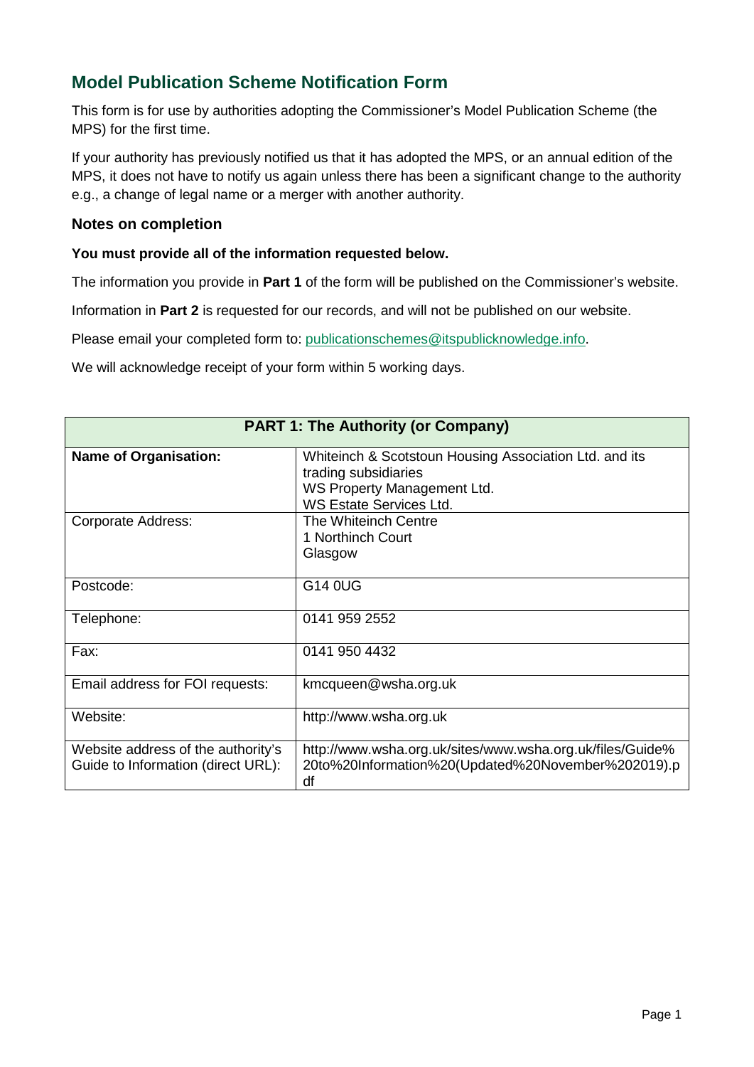## Model Publication Scheme Notification Form

This form is for use by authorities adopting the Commissioner's Model Publication Scheme (the MPS) for the first time.

If your authority has previously notified us that it has adopted the MPS, or an annual edition of the MPS, it does not have to notify us again unless there has been a significant change to the authority e.g., a change of legal name or a merger with another authority.

### Notes on completion

**You must provide all of the information requested below.**

The information you provide in **Part 1** of the form will be published on the Commissioner's website.

Information in **Part 2** is requested for our records, and will not be published on our website.

Please email your completed form to: publicationschemes@itspublicknowledge.info.

We will acknowledge receipt of your form within 5 working days.

| **PART 1: The Authority (or Company)** | |
|---|---|
| **Name of Organisation:** | Whiteinch & Scotstoun Housing Association Ltd. and its trading subsidiaries<br>WS Property Management Ltd.<br>WS Estate Services Ltd. |
| Corporate Address: | The Whiteinch Centre<br>1 Northinch Court<br>Glasgow |
| Postcode: | G14 0UG |
| Telephone: | 0141 959 2552 |
| Fax: | 0141 950 4432 |
| Email address for FOI requests: | kmcqueen@wsha.org.uk |
| Website: | http://www.wsha.org.uk |
| Website address of the authority's Guide to Information (direct URL): | http://www.wsha.org.uk/sites/www.wsha.org.uk/files/Guide%20to%20Information%20(Updated%20November%202019).pdf |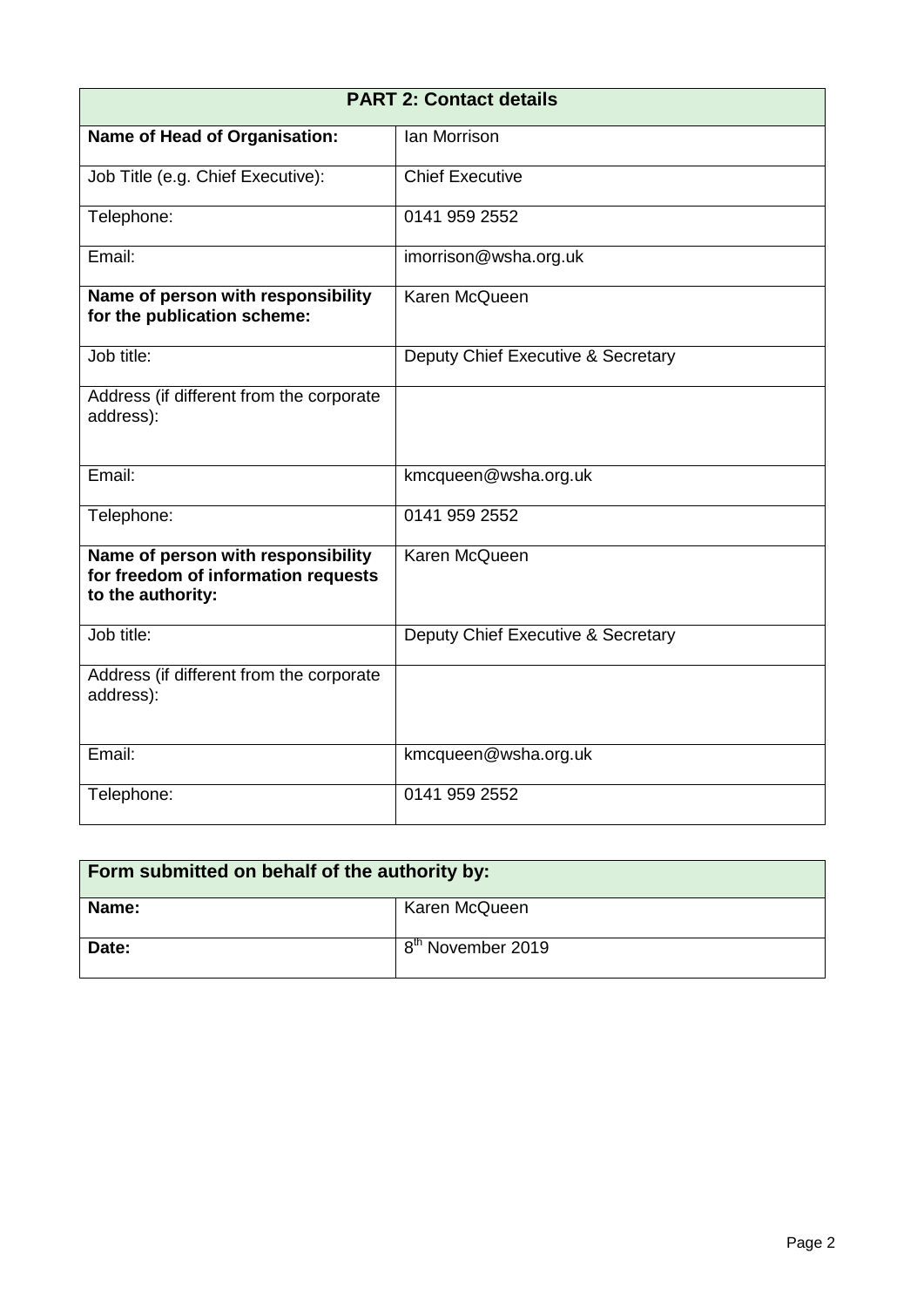| PART 2: Contact details | |
|---|---|
| **Name of Head of Organisation:** | Ian Morrison |
| Job Title (e.g. Chief Executive): | Chief Executive |
| Telephone: | 0141 959 2552 |
| Email: | imorrison@wsha.org.uk |
| **Name of person with responsibility for the publication scheme:** | Karen McQueen |
| Job title: | Deputy Chief Executive & Secretary |
| Address (if different from the corporate address): | |
| Email: | kmcqueen@wsha.org.uk |
| Telephone: | 0141 959 2552 |
| **Name of person with responsibility for freedom of information requests to the authority:** | Karen McQueen |
| Job title: | Deputy Chief Executive & Secretary |
| Address (if different from the corporate address): | |
| Email: | kmcqueen@wsha.org.uk |
| Telephone: | 0141 959 2552 |

| Form submitted on behalf of the authority by: | |
|---|---|
| **Name:** | Karen McQueen |
| **Date:** | 8th November 2019 |